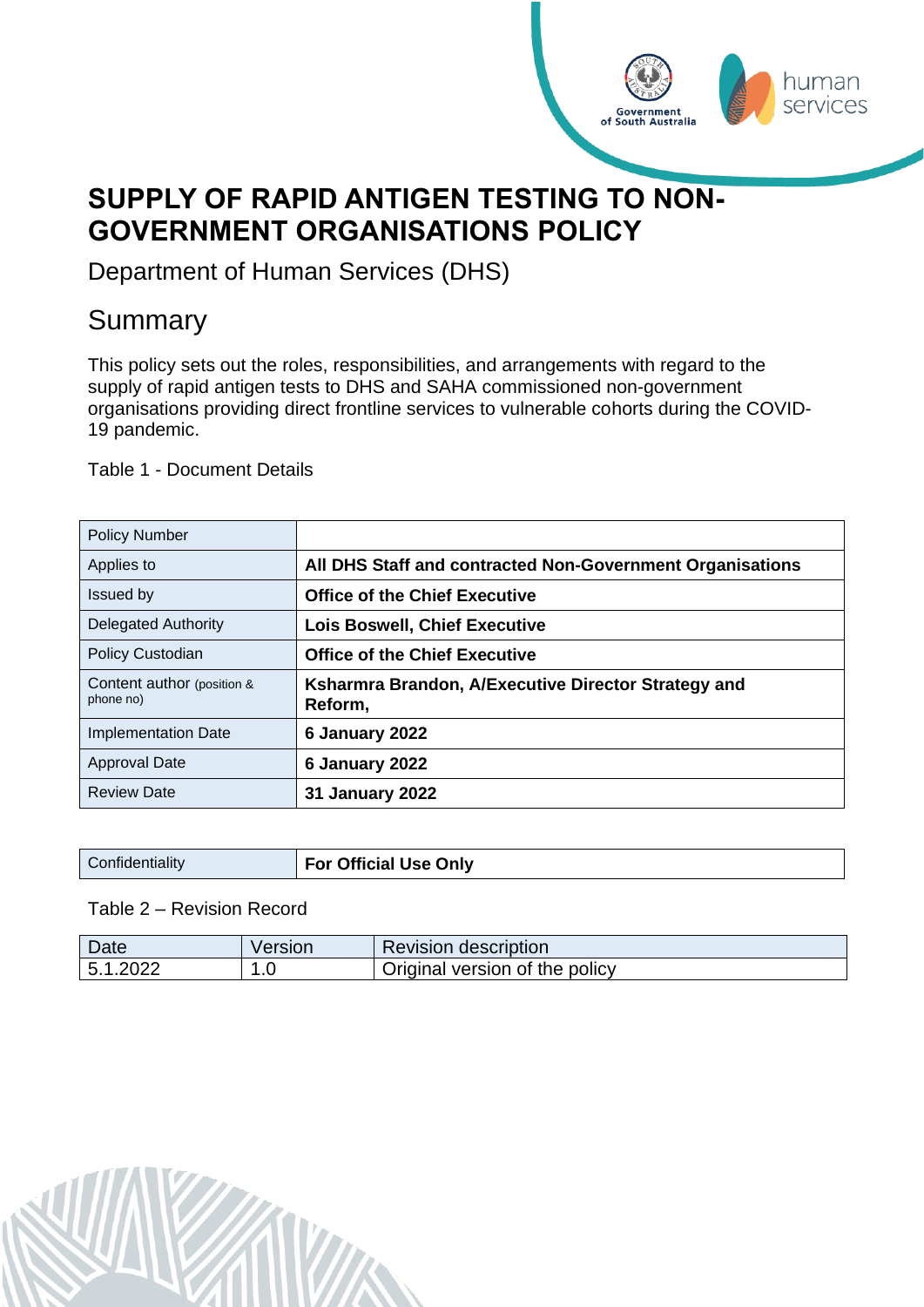# SUPPLY OF RAPID ANTIGEN TESTING TO NON-GOVERNMENT ORGANISATIONS POLICY

Department of Human Services (DHS)

## Summary

This policy sets out the roles, responsibilities, and arrangements with regard to the supply of rapid antigen tests to DHS and SAHA commissioned non-government organisations providing direct frontline services to vulnerable cohorts during the COVID-19 pandemic.

Table 1 - Document Details

| Policy Number | |
|---|---|
| Applies to | **All DHS Staff and contracted Non-Government Organisations** |
| Issued by | **Office of the Chief Executive** |
| Delegated Authority | **Lois Boswell, Chief Executive** |
| Policy Custodian | **Office of the Chief Executive** |
| Content author (position & phone no) | **Ksharmra Brandon, A/Executive Director Strategy and Reform,** |
| Implementation Date | **6 January 2022** |
| Approval Date | **6 January 2022** |
| Review Date | **31 January 2022** |

| Confidentiality | **For Official Use Only** |
|---|---|

Table 2 – Revision Record

| Date | Version | Revision description |
|---|---|---|
| 5.1.2022 | 1.0 | Original version of the policy |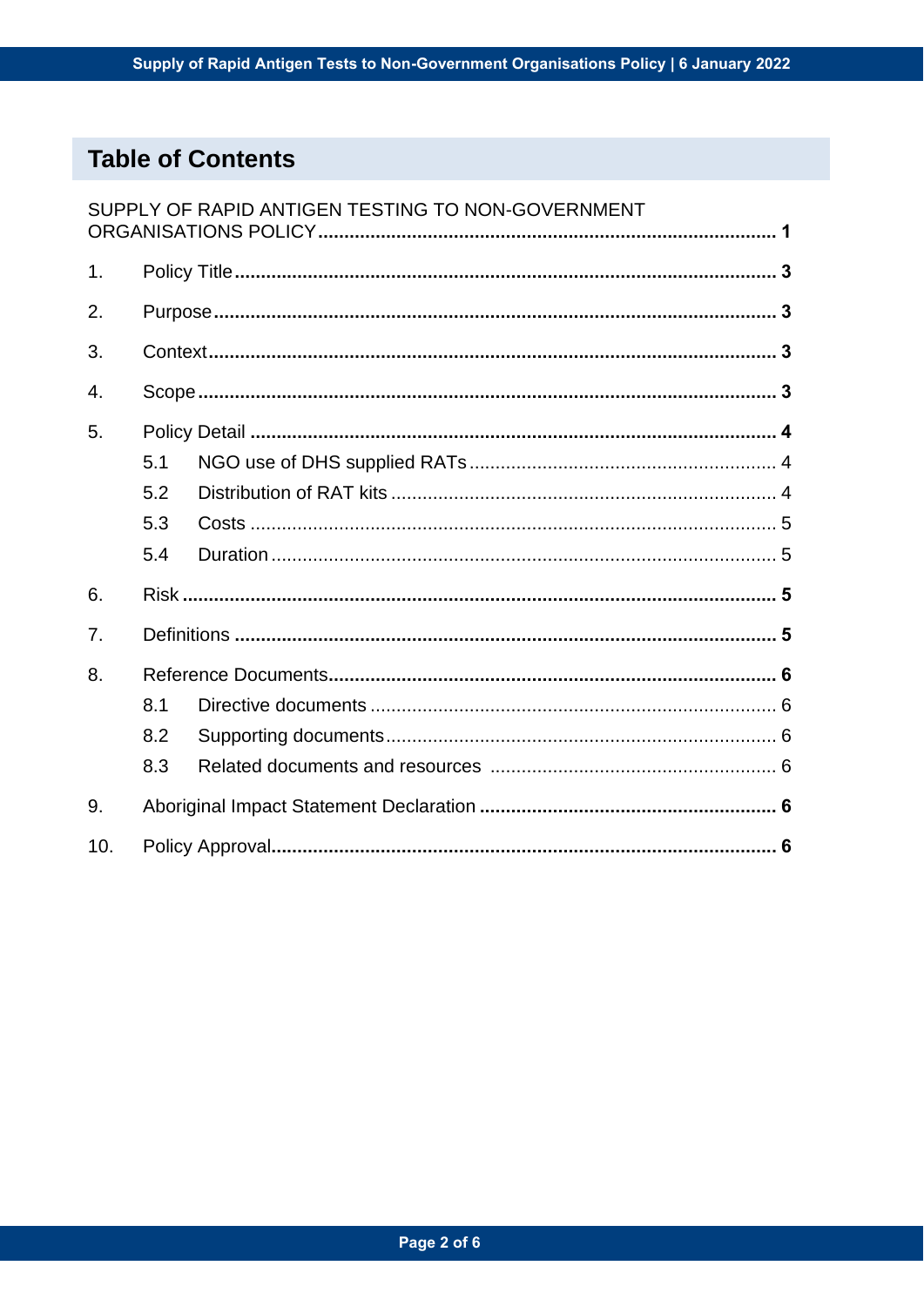## Table of Contents

SUPPLY OF RAPID ANTIGEN TESTING TO NON-GOVERNMENT ORGANISATIONS POLICY ........................................................ 1

1. Policy Title ........................................................ 3
2. Purpose ........................................................ 3
3. Context ........................................................ 3
4. Scope ........................................................ 3
5. Policy Detail ........................................................ 4
   - 5.1 NGO use of DHS supplied RATs ........................................................ 4
   - 5.2 Distribution of RAT kits ........................................................ 4
   - 5.3 Costs ........................................................ 5
   - 5.4 Duration ........................................................ 5
6. Risk ........................................................ 5
7. Definitions ........................................................ 5
8. Reference Documents ........................................................ 6
   - 8.1 Directive documents ........................................................ 6
   - 8.2 Supporting documents ........................................................ 6
   - 8.3 Related documents and resources ........................................................ 6
9. Aboriginal Impact Statement Declaration ........................................................ 6
10. Policy Approval ........................................................ 6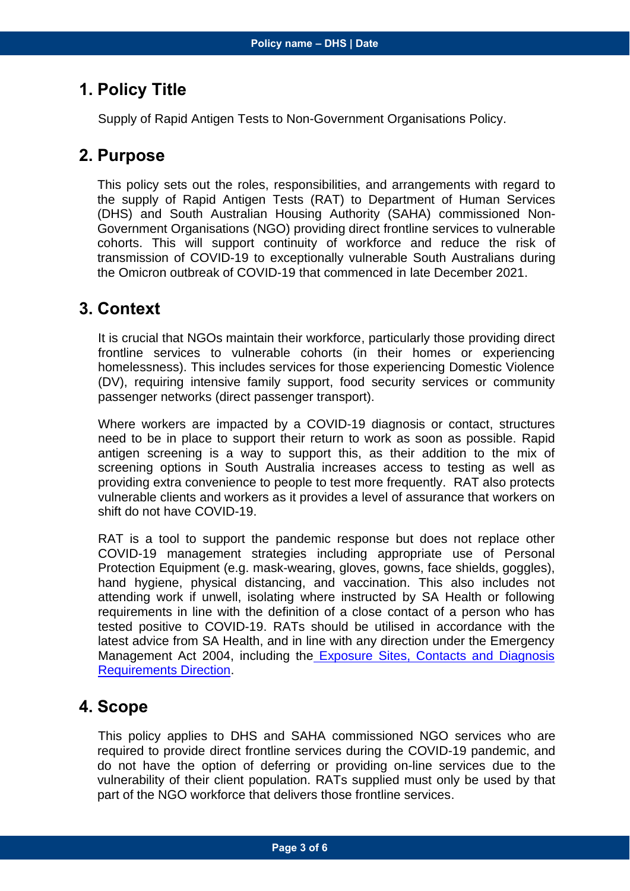## 1. Policy Title

Supply of Rapid Antigen Tests to Non-Government Organisations Policy.

## 2. Purpose

This policy sets out the roles, responsibilities, and arrangements with regard to the supply of Rapid Antigen Tests (RAT) to Department of Human Services (DHS) and South Australian Housing Authority (SAHA) commissioned Non-Government Organisations (NGO) providing direct frontline services to vulnerable cohorts. This will support continuity of workforce and reduce the risk of transmission of COVID-19 to exceptionally vulnerable South Australians during the Omicron outbreak of COVID-19 that commenced in late December 2021.

## 3. Context

It is crucial that NGOs maintain their workforce, particularly those providing direct frontline services to vulnerable cohorts (in their homes or experiencing homelessness). This includes services for those experiencing Domestic Violence (DV), requiring intensive family support, food security services or community passenger networks (direct passenger transport).

Where workers are impacted by a COVID-19 diagnosis or contact, structures need to be in place to support their return to work as soon as possible. Rapid antigen screening is a way to support this, as their addition to the mix of screening options in South Australia increases access to testing as well as providing extra convenience to people to test more frequently. RAT also protects vulnerable clients and workers as it provides a level of assurance that workers on shift do not have COVID-19.

RAT is a tool to support the pandemic response but does not replace other COVID-19 management strategies including appropriate use of Personal Protection Equipment (e.g. mask-wearing, gloves, gowns, face shields, goggles), hand hygiene, physical distancing, and vaccination. This also includes not attending work if unwell, isolating where instructed by SA Health or following requirements in line with the definition of a close contact of a person who has tested positive to COVID-19. RATs should be utilised in accordance with the latest advice from SA Health, and in line with any direction under the Emergency Management Act 2004, including the Exposure Sites, Contacts and Diagnosis Requirements Direction.

## 4. Scope

This policy applies to DHS and SAHA commissioned NGO services who are required to provide direct frontline services during the COVID-19 pandemic, and do not have the option of deferring or providing on-line services due to the vulnerability of their client population. RATs supplied must only be used by that part of the NGO workforce that delivers those frontline services.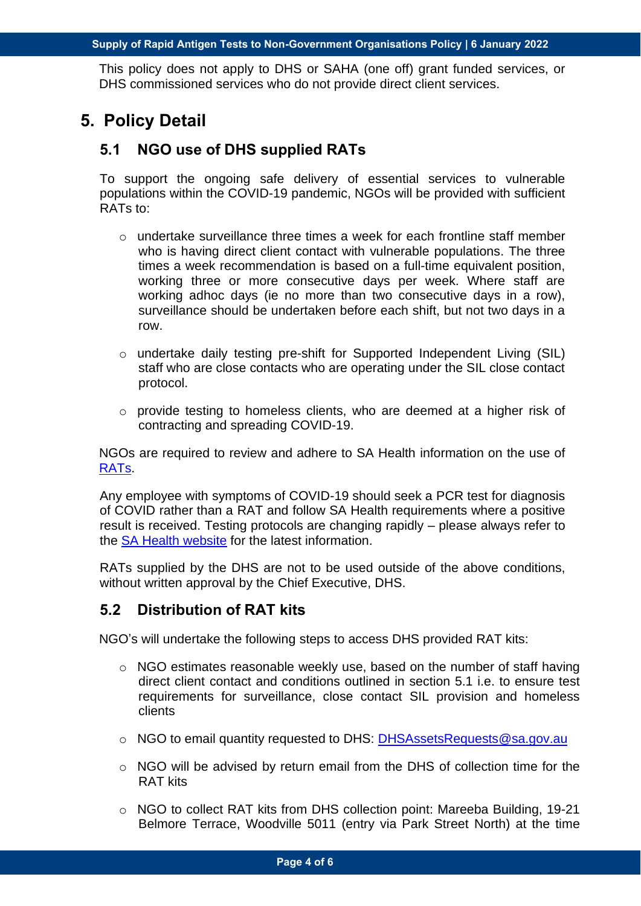This policy does not apply to DHS or SAHA (one off) grant funded services, or DHS commissioned services who do not provide direct client services.

## 5. Policy Detail

### 5.1 NGO use of DHS supplied RATs

To support the ongoing safe delivery of essential services to vulnerable populations within the COVID-19 pandemic, NGOs will be provided with sufficient RATs to:

- undertake surveillance three times a week for each frontline staff member who is having direct client contact with vulnerable populations. The three times a week recommendation is based on a full-time equivalent position, working three or more consecutive days per week. Where staff are working adhoc days (ie no more than two consecutive days in a row), surveillance should be undertaken before each shift, but not two days in a row.

- undertake daily testing pre-shift for Supported Independent Living (SIL) staff who are close contacts who are operating under the SIL close contact protocol.

- provide testing to homeless clients, who are deemed at a higher risk of contracting and spreading COVID-19.

NGOs are required to review and adhere to SA Health information on the use of RATs.

Any employee with symptoms of COVID-19 should seek a PCR test for diagnosis of COVID rather than a RAT and follow SA Health requirements where a positive result is received. Testing protocols are changing rapidly – please always refer to the SA Health website for the latest information.

RATs supplied by the DHS are not to be used outside of the above conditions, without written approval by the Chief Executive, DHS.

### 5.2 Distribution of RAT kits

NGO's will undertake the following steps to access DHS provided RAT kits:

- NGO estimates reasonable weekly use, based on the number of staff having direct client contact and conditions outlined in section 5.1 i.e. to ensure test requirements for surveillance, close contact SIL provision and homeless clients

- NGO to email quantity requested to DHS: DHSAssetsRequests@sa.gov.au

- NGO will be advised by return email from the DHS of collection time for the RAT kits

- NGO to collect RAT kits from DHS collection point: Mareeba Building, 19-21 Belmore Terrace, Woodville 5011 (entry via Park Street North) at the time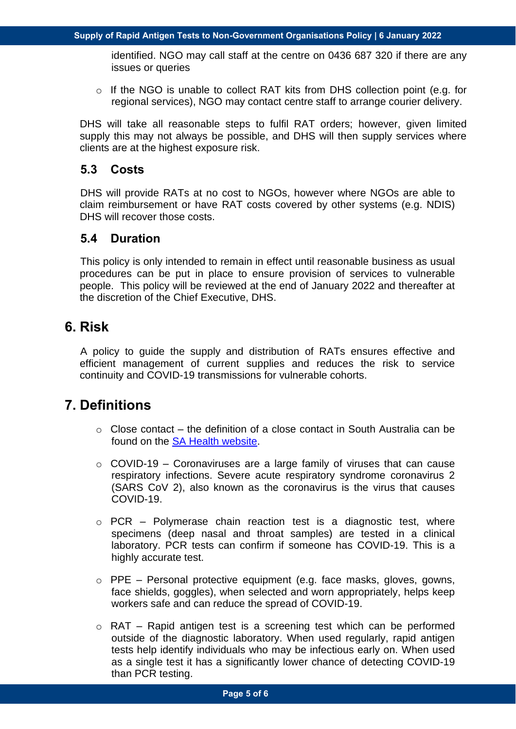identified. NGO may call staff at the centre on 0436 687 320 if there are any issues or queries

- If the NGO is unable to collect RAT kits from DHS collection point (e.g. for regional services), NGO may contact centre staff to arrange courier delivery.

DHS will take all reasonable steps to fulfil RAT orders; however, given limited supply this may not always be possible, and DHS will then supply services where clients are at the highest exposure risk.

### 5.3 Costs

DHS will provide RATs at no cost to NGOs, however where NGOs are able to claim reimbursement or have RAT costs covered by other systems (e.g. NDIS) DHS will recover those costs.

### 5.4 Duration

This policy is only intended to remain in effect until reasonable business as usual procedures can be put in place to ensure provision of services to vulnerable people. This policy will be reviewed at the end of January 2022 and thereafter at the discretion of the Chief Executive, DHS.

## 6. Risk

A policy to guide the supply and distribution of RATs ensures effective and efficient management of current supplies and reduces the risk to service continuity and COVID-19 transmissions for vulnerable cohorts.

## 7. Definitions

- Close contact – the definition of a close contact in South Australia can be found on the [SA Health website](#).

- COVID-19 – Coronaviruses are a large family of viruses that can cause respiratory infections. Severe acute respiratory syndrome coronavirus 2 (SARS CoV 2), also known as the coronavirus is the virus that causes COVID-19.

- PCR – Polymerase chain reaction test is a diagnostic test, where specimens (deep nasal and throat samples) are tested in a clinical laboratory. PCR tests can confirm if someone has COVID-19. This is a highly accurate test.

- PPE – Personal protective equipment (e.g. face masks, gloves, gowns, face shields, goggles), when selected and worn appropriately, helps keep workers safe and can reduce the spread of COVID-19.

- RAT – Rapid antigen test is a screening test which can be performed outside of the diagnostic laboratory. When used regularly, rapid antigen tests help identify individuals who may be infectious early on. When used as a single test it has a significantly lower chance of detecting COVID-19 than PCR testing.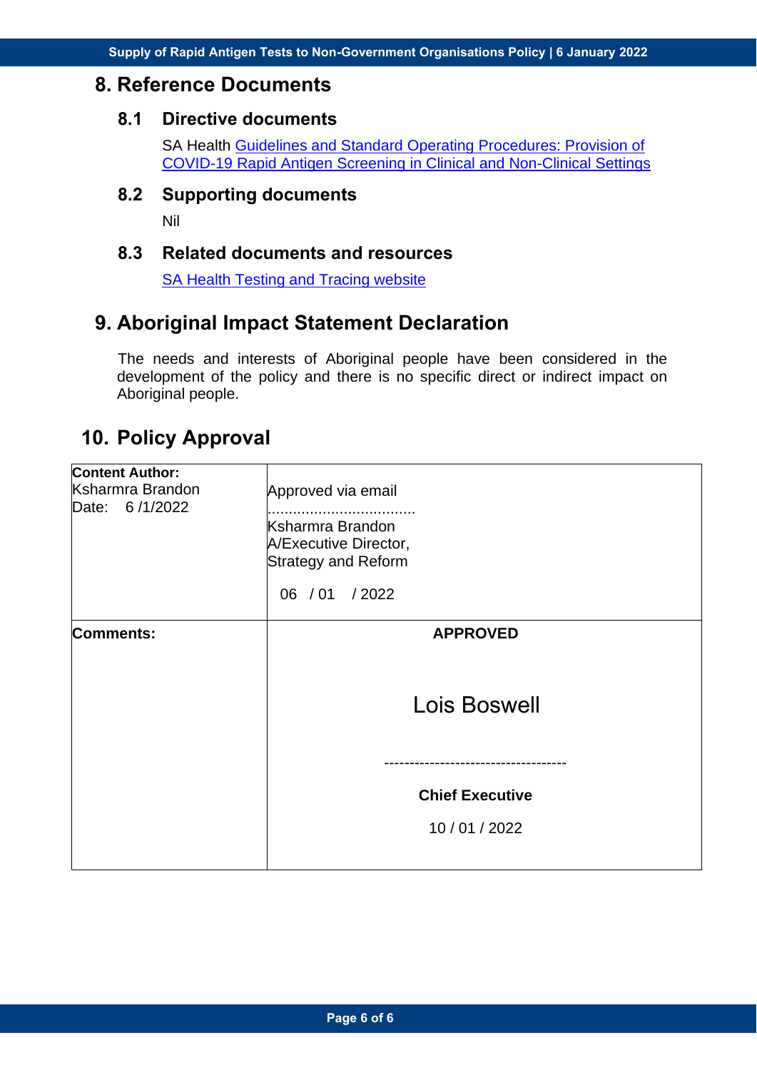## 8. Reference Documents

### 8.1 Directive documents

SA Health Guidelines and Standard Operating Procedures: Provision of COVID-19 Rapid Antigen Screening in Clinical and Non-Clinical Settings

### 8.2 Supporting documents

Nil

### 8.3 Related documents and resources

SA Health Testing and Tracing website

## 9. Aboriginal Impact Statement Declaration

The needs and interests of Aboriginal people have been considered in the development of the policy and there is no specific direct or indirect impact on Aboriginal people.

## 10. Policy Approval

| | |
|---|---|
| **Content Author:**<br>Ksharmra Brandon<br>Date: 6 /1/2022 | Approved via email<br>..................................<br>Ksharmra Brandon<br>A/Executive Director,<br>Strategy and Reform<br>06 / 01 / 2022 |
| **Comments:** | **APPROVED**<br>Lois Boswell<br>------------------------------------<br>**Chief Executive**<br>10 / 01 / 2022 |